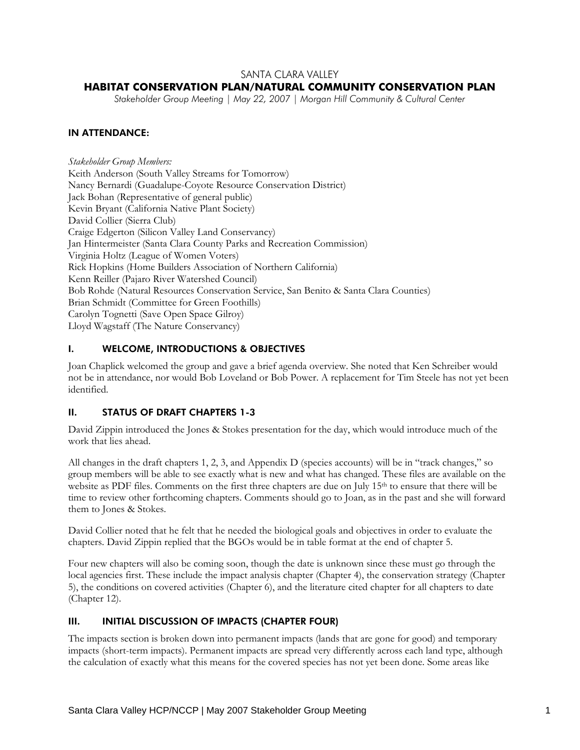SANTA CLARA VALLEY

# HABITAT CONSERVATION PLAN/NATURAL COMMUNITY CONSERVATION PLAN

*Stakeholder Group Meeting | May 22, 2007 | Morgan Hill Community & Cultural Center*

## IN ATTENDANCE:

*Stakeholder Group Members:*
Keith Anderson (South Valley Streams for Tomorrow)
Nancy Bernardi (Guadalupe-Coyote Resource Conservation District)
Jack Bohan (Representative of general public)
Kevin Bryant (California Native Plant Society)
David Collier (Sierra Club)
Craige Edgerton (Silicon Valley Land Conservancy)
Jan Hintermeister (Santa Clara County Parks and Recreation Commission)
Virginia Holtz (League of Women Voters)
Rick Hopkins (Home Builders Association of Northern California)
Kenn Reiller (Pajaro River Watershed Council)
Bob Rohde (Natural Resources Conservation Service, San Benito & Santa Clara Counties)
Brian Schmidt (Committee for Green Foothills)
Carolyn Tognetti (Save Open Space Gilroy)
Lloyd Wagstaff (The Nature Conservancy)

## I. WELCOME, INTRODUCTIONS & OBJECTIVES

Joan Chaplick welcomed the group and gave a brief agenda overview. She noted that Ken Schreiber would not be in attendance, nor would Bob Loveland or Bob Power. A replacement for Tim Steele has not yet been identified.

## II. STATUS OF DRAFT CHAPTERS 1-3

David Zippin introduced the Jones & Stokes presentation for the day, which would introduce much of the work that lies ahead.

All changes in the draft chapters 1, 2, 3, and Appendix D (species accounts) will be in "track changes," so group members will be able to see exactly what is new and what has changed. These files are available on the website as PDF files. Comments on the first three chapters are due on July 15th to ensure that there will be time to review other forthcoming chapters. Comments should go to Joan, as in the past and she will forward them to Jones & Stokes.

David Collier noted that he felt that he needed the biological goals and objectives in order to evaluate the chapters. David Zippin replied that the BGOs would be in table format at the end of chapter 5.

Four new chapters will also be coming soon, though the date is unknown since these must go through the local agencies first. These include the impact analysis chapter (Chapter 4), the conservation strategy (Chapter 5), the conditions on covered activities (Chapter 6), and the literature cited chapter for all chapters to date (Chapter 12).

## III. INITIAL DISCUSSION OF IMPACTS (CHAPTER FOUR)

The impacts section is broken down into permanent impacts (lands that are gone for good) and temporary impacts (short-term impacts). Permanent impacts are spread very differently across each land type, although the calculation of exactly what this means for the covered species has not yet been done. Some areas like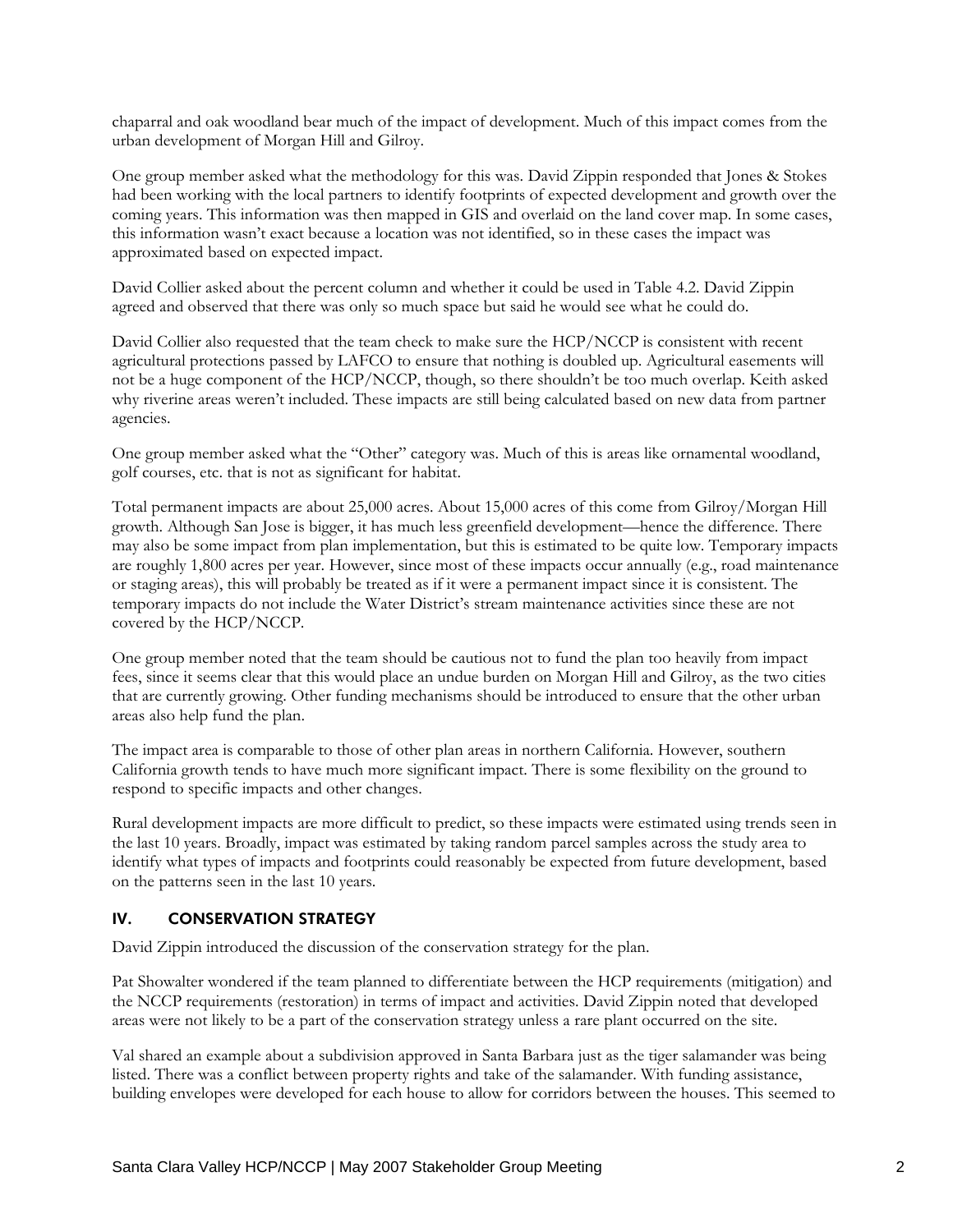chaparral and oak woodland bear much of the impact of development. Much of this impact comes from the urban development of Morgan Hill and Gilroy.

One group member asked what the methodology for this was. David Zippin responded that Jones & Stokes had been working with the local partners to identify footprints of expected development and growth over the coming years. This information was then mapped in GIS and overlaid on the land cover map. In some cases, this information wasn't exact because a location was not identified, so in these cases the impact was approximated based on expected impact.

David Collier asked about the percent column and whether it could be used in Table 4.2. David Zippin agreed and observed that there was only so much space but said he would see what he could do.

David Collier also requested that the team check to make sure the HCP/NCCP is consistent with recent agricultural protections passed by LAFCO to ensure that nothing is doubled up. Agricultural easements will not be a huge component of the HCP/NCCP, though, so there shouldn't be too much overlap. Keith asked why riverine areas weren't included. These impacts are still being calculated based on new data from partner agencies.

One group member asked what the "Other" category was. Much of this is areas like ornamental woodland, golf courses, etc. that is not as significant for habitat.

Total permanent impacts are about 25,000 acres. About 15,000 acres of this come from Gilroy/Morgan Hill growth. Although San Jose is bigger, it has much less greenfield development—hence the difference. There may also be some impact from plan implementation, but this is estimated to be quite low. Temporary impacts are roughly 1,800 acres per year. However, since most of these impacts occur annually (e.g., road maintenance or staging areas), this will probably be treated as if it were a permanent impact since it is consistent. The temporary impacts do not include the Water District's stream maintenance activities since these are not covered by the HCP/NCCP.

One group member noted that the team should be cautious not to fund the plan too heavily from impact fees, since it seems clear that this would place an undue burden on Morgan Hill and Gilroy, as the two cities that are currently growing. Other funding mechanisms should be introduced to ensure that the other urban areas also help fund the plan.

The impact area is comparable to those of other plan areas in northern California. However, southern California growth tends to have much more significant impact. There is some flexibility on the ground to respond to specific impacts and other changes.

Rural development impacts are more difficult to predict, so these impacts were estimated using trends seen in the last 10 years. Broadly, impact was estimated by taking random parcel samples across the study area to identify what types of impacts and footprints could reasonably be expected from future development, based on the patterns seen in the last 10 years.

## IV. CONSERVATION STRATEGY

David Zippin introduced the discussion of the conservation strategy for the plan.

Pat Showalter wondered if the team planned to differentiate between the HCP requirements (mitigation) and the NCCP requirements (restoration) in terms of impact and activities. David Zippin noted that developed areas were not likely to be a part of the conservation strategy unless a rare plant occurred on the site.

Val shared an example about a subdivision approved in Santa Barbara just as the tiger salamander was being listed. There was a conflict between property rights and take of the salamander. With funding assistance, building envelopes were developed for each house to allow for corridors between the houses. This seemed to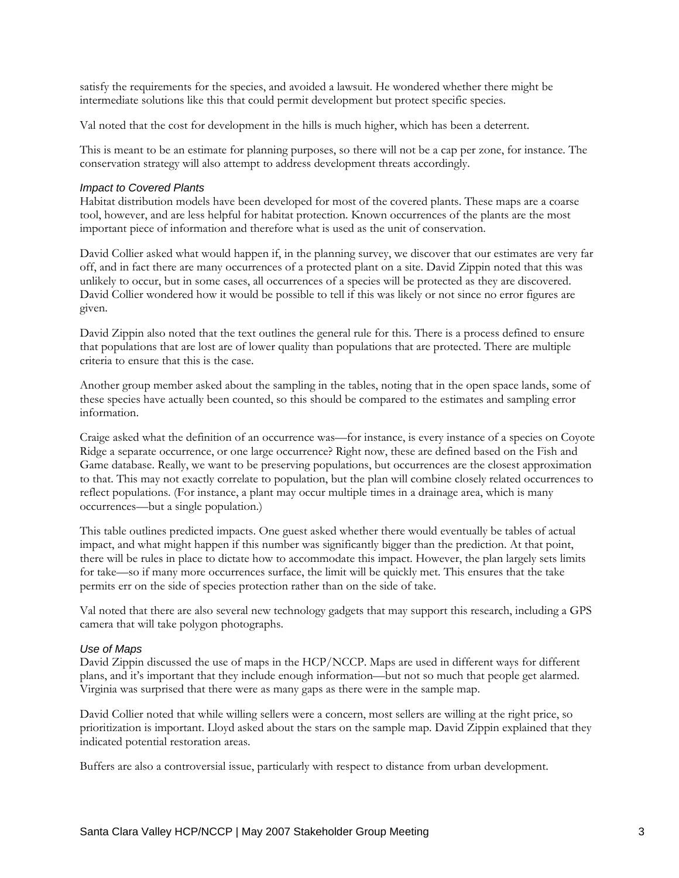satisfy the requirements for the species, and avoided a lawsuit. He wondered whether there might be intermediate solutions like this that could permit development but protect specific species.

Val noted that the cost for development in the hills is much higher, which has been a deterrent.

This is meant to be an estimate for planning purposes, so there will not be a cap per zone, for instance. The conservation strategy will also attempt to address development threats accordingly.

### *Impact to Covered Plants*

Habitat distribution models have been developed for most of the covered plants. These maps are a coarse tool, however, and are less helpful for habitat protection. Known occurrences of the plants are the most important piece of information and therefore what is used as the unit of conservation.

David Collier asked what would happen if, in the planning survey, we discover that our estimates are very far off, and in fact there are many occurrences of a protected plant on a site. David Zippin noted that this was unlikely to occur, but in some cases, all occurrences of a species will be protected as they are discovered. David Collier wondered how it would be possible to tell if this was likely or not since no error figures are given.

David Zippin also noted that the text outlines the general rule for this. There is a process defined to ensure that populations that are lost are of lower quality than populations that are protected. There are multiple criteria to ensure that this is the case.

Another group member asked about the sampling in the tables, noting that in the open space lands, some of these species have actually been counted, so this should be compared to the estimates and sampling error information.

Craige asked what the definition of an occurrence was—for instance, is every instance of a species on Coyote Ridge a separate occurrence, or one large occurrence? Right now, these are defined based on the Fish and Game database. Really, we want to be preserving populations, but occurrences are the closest approximation to that. This may not exactly correlate to population, but the plan will combine closely related occurrences to reflect populations. (For instance, a plant may occur multiple times in a drainage area, which is many occurrences—but a single population.)

This table outlines predicted impacts. One guest asked whether there would eventually be tables of actual impact, and what might happen if this number was significantly bigger than the prediction. At that point, there will be rules in place to dictate how to accommodate this impact. However, the plan largely sets limits for take—so if many more occurrences surface, the limit will be quickly met. This ensures that the take permits err on the side of species protection rather than on the side of take.

Val noted that there are also several new technology gadgets that may support this research, including a GPS camera that will take polygon photographs.

### *Use of Maps*

David Zippin discussed the use of maps in the HCP/NCCP. Maps are used in different ways for different plans, and it's important that they include enough information—but not so much that people get alarmed. Virginia was surprised that there were as many gaps as there were in the sample map.

David Collier noted that while willing sellers were a concern, most sellers are willing at the right price, so prioritization is important. Lloyd asked about the stars on the sample map. David Zippin explained that they indicated potential restoration areas.

Buffers are also a controversial issue, particularly with respect to distance from urban development.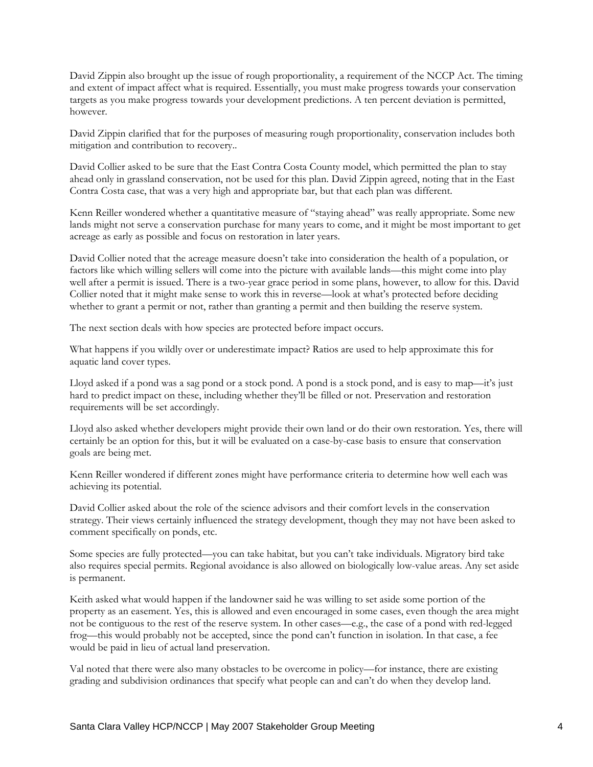David Zippin also brought up the issue of rough proportionality, a requirement of the NCCP Act. The timing and extent of impact affect what is required. Essentially, you must make progress towards your conservation targets as you make progress towards your development predictions. A ten percent deviation is permitted, however.

David Zippin clarified that for the purposes of measuring rough proportionality, conservation includes both mitigation and contribution to recovery..

David Collier asked to be sure that the East Contra Costa County model, which permitted the plan to stay ahead only in grassland conservation, not be used for this plan. David Zippin agreed, noting that in the East Contra Costa case, that was a very high and appropriate bar, but that each plan was different.

Kenn Reiller wondered whether a quantitative measure of "staying ahead" was really appropriate. Some new lands might not serve a conservation purchase for many years to come, and it might be most important to get acreage as early as possible and focus on restoration in later years.

David Collier noted that the acreage measure doesn't take into consideration the health of a population, or factors like which willing sellers will come into the picture with available lands—this might come into play well after a permit is issued. There is a two-year grace period in some plans, however, to allow for this. David Collier noted that it might make sense to work this in reverse—look at what's protected before deciding whether to grant a permit or not, rather than granting a permit and then building the reserve system.

The next section deals with how species are protected before impact occurs.

What happens if you wildly over or underestimate impact? Ratios are used to help approximate this for aquatic land cover types.

Lloyd asked if a pond was a sag pond or a stock pond. A pond is a stock pond, and is easy to map—it's just hard to predict impact on these, including whether they'll be filled or not. Preservation and restoration requirements will be set accordingly.

Lloyd also asked whether developers might provide their own land or do their own restoration. Yes, there will certainly be an option for this, but it will be evaluated on a case-by-case basis to ensure that conservation goals are being met.

Kenn Reiller wondered if different zones might have performance criteria to determine how well each was achieving its potential.

David Collier asked about the role of the science advisors and their comfort levels in the conservation strategy. Their views certainly influenced the strategy development, though they may not have been asked to comment specifically on ponds, etc.

Some species are fully protected—you can take habitat, but you can't take individuals. Migratory bird take also requires special permits. Regional avoidance is also allowed on biologically low-value areas. Any set aside is permanent.

Keith asked what would happen if the landowner said he was willing to set aside some portion of the property as an easement. Yes, this is allowed and even encouraged in some cases, even though the area might not be contiguous to the rest of the reserve system. In other cases—e.g., the case of a pond with red-legged frog—this would probably not be accepted, since the pond can't function in isolation. In that case, a fee would be paid in lieu of actual land preservation.

Val noted that there were also many obstacles to be overcome in policy—for instance, there are existing grading and subdivision ordinances that specify what people can and can't do when they develop land.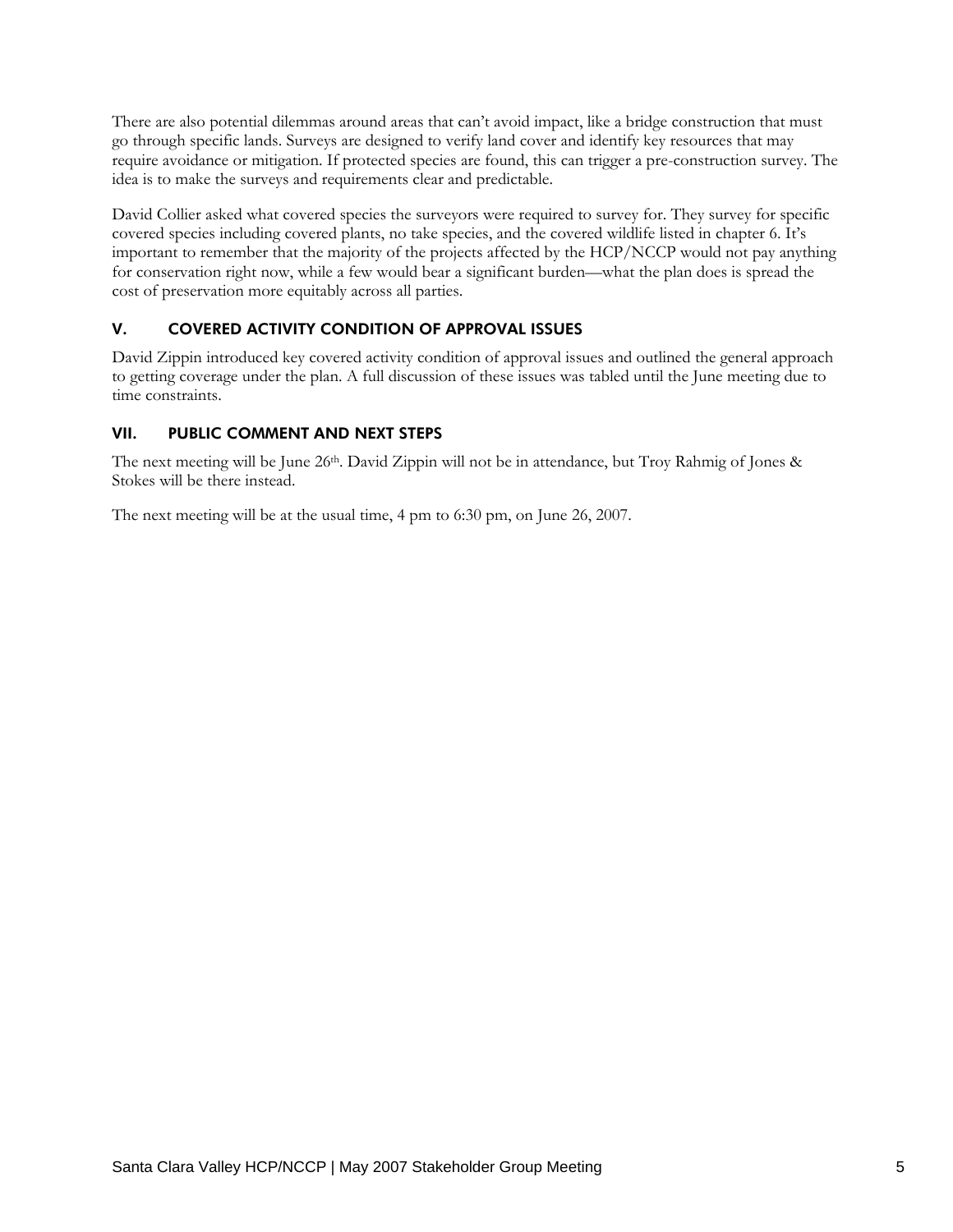There are also potential dilemmas around areas that can't avoid impact, like a bridge construction that must go through specific lands. Surveys are designed to verify land cover and identify key resources that may require avoidance or mitigation. If protected species are found, this can trigger a pre-construction survey. The idea is to make the surveys and requirements clear and predictable.

David Collier asked what covered species the surveyors were required to survey for. They survey for specific covered species including covered plants, no take species, and the covered wildlife listed in chapter 6. It's important to remember that the majority of the projects affected by the HCP/NCCP would not pay anything for conservation right now, while a few would bear a significant burden—what the plan does is spread the cost of preservation more equitably across all parties.

## V. COVERED ACTIVITY CONDITION OF APPROVAL ISSUES

David Zippin introduced key covered activity condition of approval issues and outlined the general approach to getting coverage under the plan. A full discussion of these issues was tabled until the June meeting due to time constraints.

## VII. PUBLIC COMMENT AND NEXT STEPS

The next meeting will be June 26th. David Zippin will not be in attendance, but Troy Rahmig of Jones & Stokes will be there instead.

The next meeting will be at the usual time, 4 pm to 6:30 pm, on June 26, 2007.